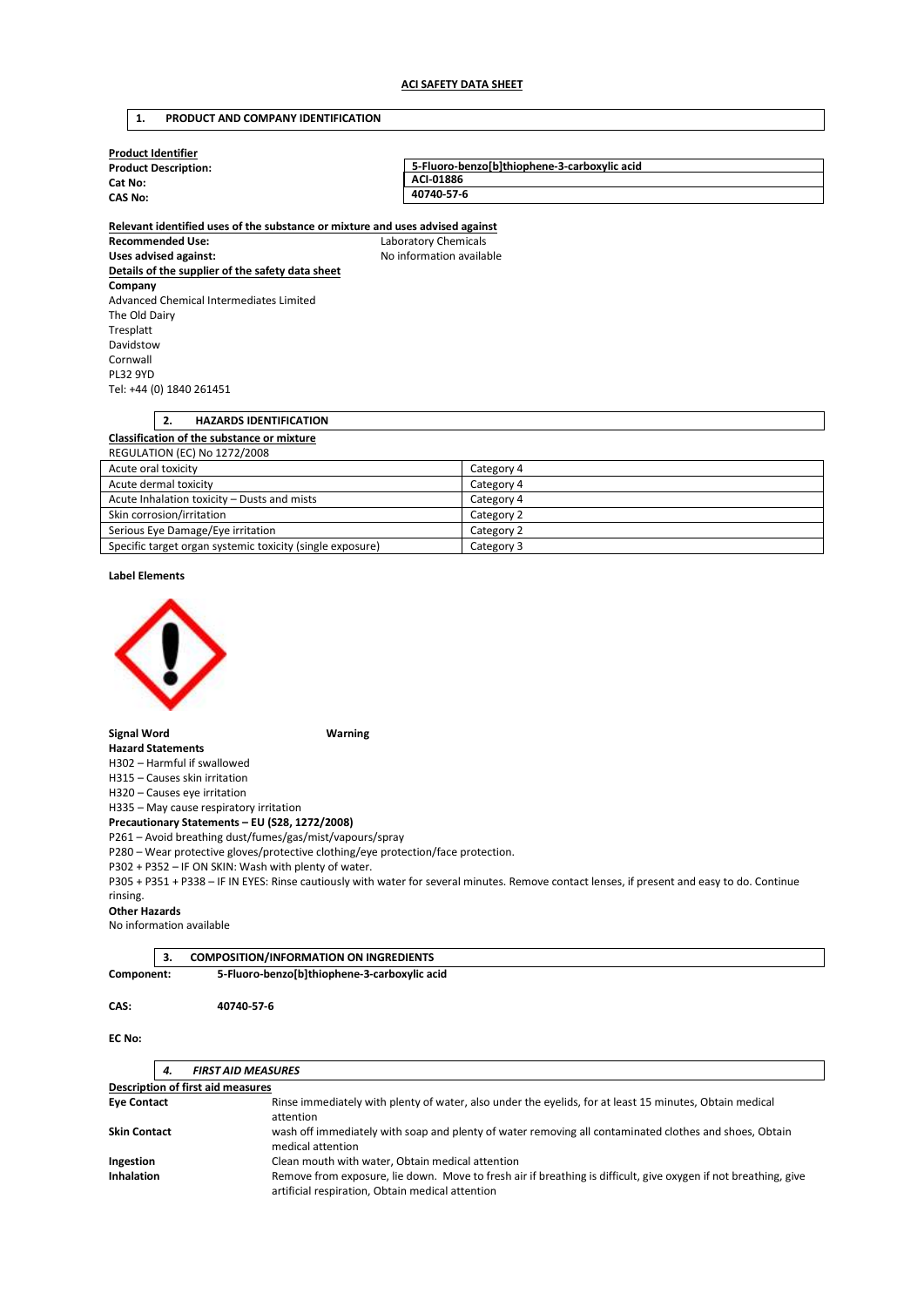# ACI SAFETY DATA SHEET

## 1. PRODUCT AND COMPANY IDENTIFICATION

**Product Identifier**

| | |
|---|---|
| **Product Description:** | **5-Fluoro-benzo[b]thiophene-3-carboxylic acid** |
| **Cat No:** | **ACI-01886** |
| **CAS No:** | **40740-57-6** |

**Relevant identified uses of the substance or mixture and uses advised against**

**Recommended Use:** Laboratory Chemicals

**Uses advised against:** No information available

**Details of the supplier of the safety data sheet**

**Company**

Advanced Chemical Intermediates Limited
The Old Dairy
Tresplatt
Davidstow
Cornwall
PL32 9YD
Tel: +44 (0) 1840 261451

## 2. HAZARDS IDENTIFICATION

**Classification of the substance or mixture**

REGULATION (EC) No 1272/2008

| | |
|---|---|
| Acute oral toxicity | Category 4 |
| Acute dermal toxicity | Category 4 |
| Acute Inhalation toxicity – Dusts and mists | Category 4 |
| Skin corrosion/irritation | Category 2 |
| Serious Eye Damage/Eye irritation | Category 2 |
| Specific target organ systemic toxicity (single exposure) | Category 3 |

**Label Elements**

**Signal Word** **Warning**

**Hazard Statements**

H302 – Harmful if swallowed
H315 – Causes skin irritation
H320 – Causes eye irritation
H335 – May cause respiratory irritation

**Precautionary Statements – EU (S28, 1272/2008)**

P261 – Avoid breathing dust/fumes/gas/mist/vapours/spray
P280 – Wear protective gloves/protective clothing/eye protection/face protection.
P302 + P352 – IF ON SKIN: Wash with plenty of water.
P305 + P351 + P338 – IF IN EYES: Rinse cautiously with water for several minutes. Remove contact lenses, if present and easy to do. Continue rinsing.

**Other Hazards**

No information available

## 3. COMPOSITION/INFORMATION ON INGREDIENTS

**Component:** **5-Fluoro-benzo[b]thiophene-3-carboxylic acid**

**CAS:** **40740-57-6**

**EC No:**

## 4. *FIRST AID MEASURES*

**Description of first aid measures**

| | |
|---|---|
| **Eye Contact** | Rinse immediately with plenty of water, also under the eyelids, for at least 15 minutes, Obtain medical attention |
| **Skin Contact** | wash off immediately with soap and plenty of water removing all contaminated clothes and shoes, Obtain medical attention |
| **Ingestion** | Clean mouth with water, Obtain medical attention |
| **Inhalation** | Remove from exposure, lie down. Move to fresh air if breathing is difficult, give oxygen if not breathing, give artificial respiration, Obtain medical attention |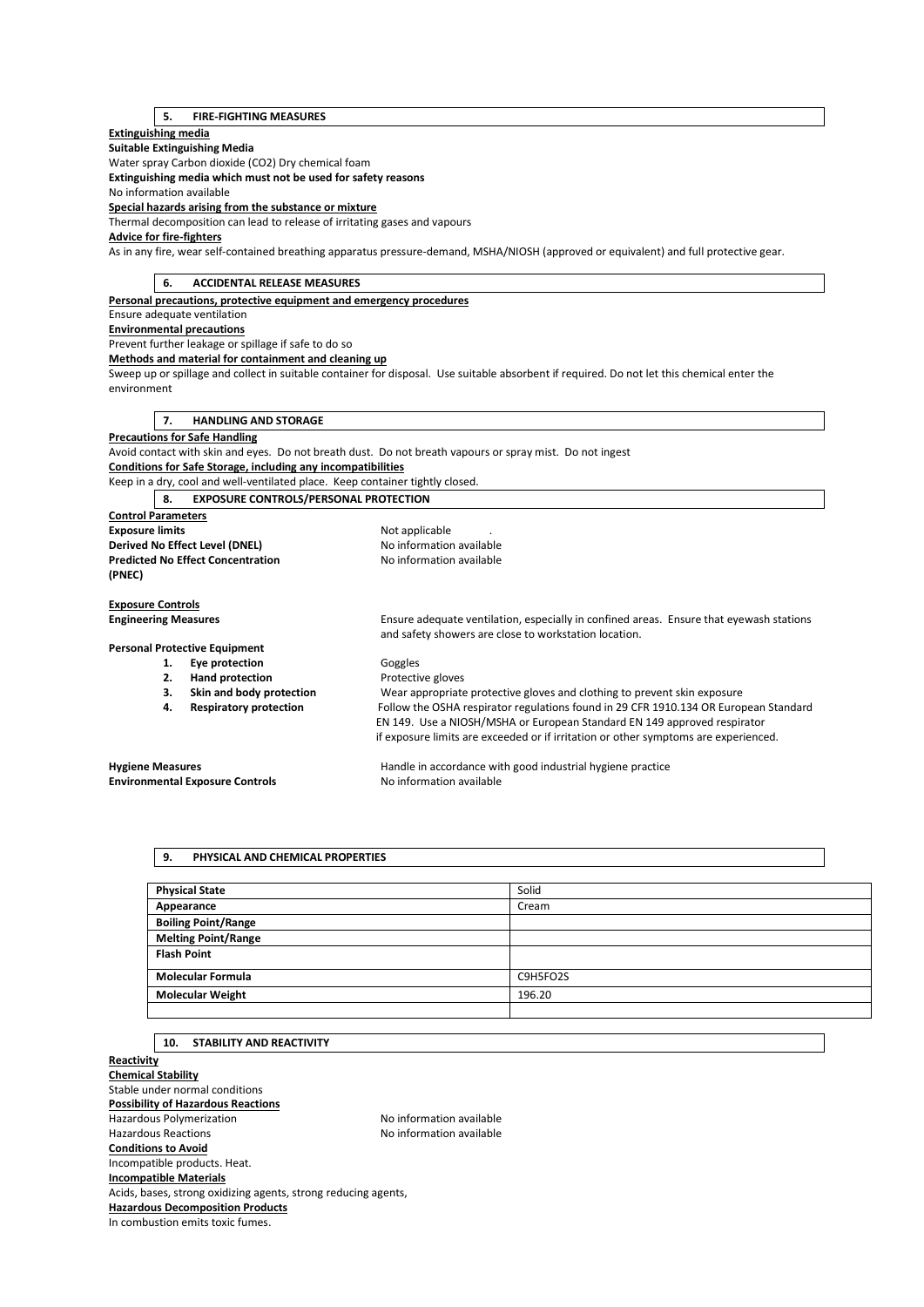## 5. FIRE-FIGHTING MEASURES

**Extinguishing media**

**Suitable Extinguishing Media**

Water spray Carbon dioxide ($CO_2$) Dry chemical foam

**Extinguishing media which must not be used for safety reasons**

No information available

**Special hazards arising from the substance or mixture**

Thermal decomposition can lead to release of irritating gases and vapours

**Advice for fire-fighters**

As in any fire, wear self-contained breathing apparatus pressure-demand, MSHA/NIOSH (approved or equivalent) and full protective gear.

## 6. ACCIDENTAL RELEASE MEASURES

**Personal precautions, protective equipment and emergency procedures**

Ensure adequate ventilation

**Environmental precautions**

Prevent further leakage or spillage if safe to do so

**Methods and material for containment and cleaning up**

Sweep up or spillage and collect in suitable container for disposal. Use suitable absorbent if required. Do not let this chemical enter the environment

## 7. HANDLING AND STORAGE

**Precautions for Safe Handling**

Avoid contact with skin and eyes. Do not breath dust. Do not breath vapours or spray mist. Do not ingest

**Conditions for Safe Storage, including any incompatibilities**

Keep in a dry, cool and well-ventilated place. Keep container tightly closed.

## 8. EXPOSURE CONTROLS/PERSONAL PROTECTION

**Control Parameters**

**Exposure limits** — Not applicable .

**Derived No Effect Level (DNEL)** — No information available

**Predicted No Effect Concentration (PNEC)** — No information available

**Exposure Controls**

**Engineering Measures** — Ensure adequate ventilation, especially in confined areas. Ensure that eyewash stations and safety showers are close to workstation location.

**Personal Protective Equipment**

1. **Eye protection** — Goggles
2. **Hand protection** — Protective gloves
3. **Skin and body protection** — Wear appropriate protective gloves and clothing to prevent skin exposure
4. **Respiratory protection** — Follow the OSHA respirator regulations found in 29 CFR 1910.134 OR European Standard EN 149. Use a NIOSH/MSHA or European Standard EN 149 approved respirator if exposure limits are exceeded or if irritation or other symptoms are experienced.

**Hygiene Measures** — Handle in accordance with good industrial hygiene practice

**Environmental Exposure Controls** — No information available

## 9. PHYSICAL AND CHEMICAL PROPERTIES

| | |
|---|---|
| **Physical State** | Solid |
| **Appearance** | Cream |
| **Boiling Point/Range** | |
| **Melting Point/Range** | |
| **Flash Point** | |
| **Molecular Formula** | $C_9H_5FO_2S$ |
| **Molecular Weight** | 196.20 |
| | |

## 10. STABILITY AND REACTIVITY

**Reactivity**

**Chemical Stability**

Stable under normal conditions

**Possibility of Hazardous Reactions**

Hazardous Polymerization — No information available

Hazardous Reactions — No information available

**Conditions to Avoid**

Incompatible products. Heat.

**Incompatible Materials**

Acids, bases, strong oxidizing agents, strong reducing agents,

**Hazardous Decomposition Products**

In combustion emits toxic fumes.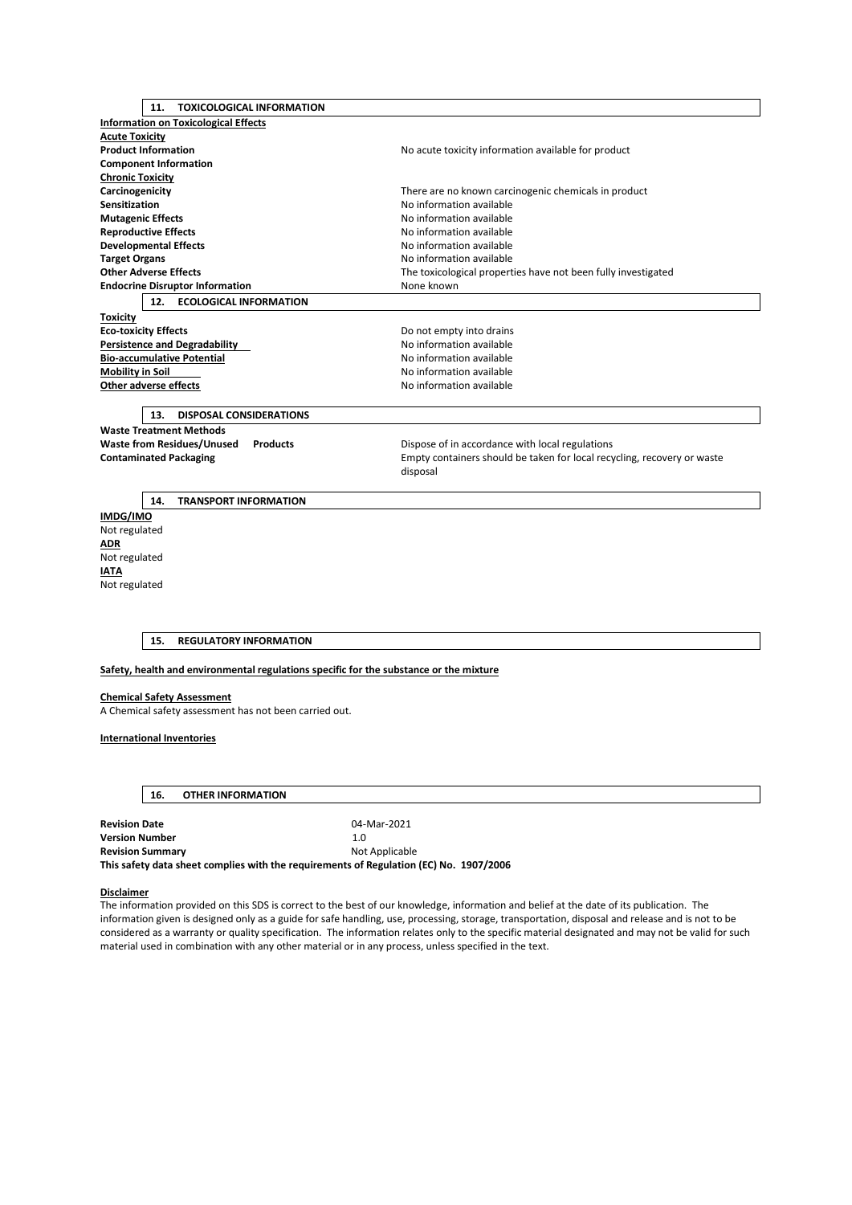## 11. TOXICOLOGICAL INFORMATION

**Information on Toxicological Effects**

**Acute Toxicity**

| | |
|---|---|
| **Product Information** | No acute toxicity information available for product |
| **Component Information** | |

**Chronic Toxicity**

| | |
|---|---|
| **Carcinogenicity** | There are no known carcinogenic chemicals in product |
| **Sensitization** | No information available |
| **Mutagenic Effects** | No information available |
| **Reproductive Effects** | No information available |
| **Developmental Effects** | No information available |
| **Target Organs** | No information available |
| **Other Adverse Effects** | The toxicological properties have not been fully investigated |
| **Endocrine Disruptor Information** | None known |

## 12. ECOLOGICAL INFORMATION

**Toxicity**

| | |
|---|---|
| **Eco-toxicity Effects** | Do not empty into drains |
| **Persistence and Degradability** | No information available |
| **Bio-accumulative Potential** | No information available |
| **Mobility in Soil** | No information available |
| **Other adverse effects** | No information available |

## 13. DISPOSAL CONSIDERATIONS

**Waste Treatment Methods**

| | |
|---|---|
| **Waste from Residues/Unused Products** | Dispose of in accordance with local regulations |
| **Contaminated Packaging** | Empty containers should be taken for local recycling, recovery or waste disposal |

## 14. TRANSPORT INFORMATION

**IMDG/IMO**
Not regulated

**ADR**
Not regulated

**IATA**
Not regulated

## 15. REGULATORY INFORMATION

**Safety, health and environmental regulations specific for the substance or the mixture**

**Chemical Safety Assessment**

A Chemical safety assessment has not been carried out.

**International Inventories**

## 16. OTHER INFORMATION

| | |
|---|---|
| **Revision Date** | 04-Mar-2021 |
| **Version Number** | 1.0 |
| **Revision Summary** | Not Applicable |

**This safety data sheet complies with the requirements of Regulation (EC) No. 1907/2006**

**Disclaimer**

The information provided on this SDS is correct to the best of our knowledge, information and belief at the date of its publication. The information given is designed only as a guide for safe handling, use, processing, storage, transportation, disposal and release and is not to be considered as a warranty or quality specification. The information relates only to the specific material designated and may not be valid for such material used in combination with any other material or in any process, unless specified in the text.